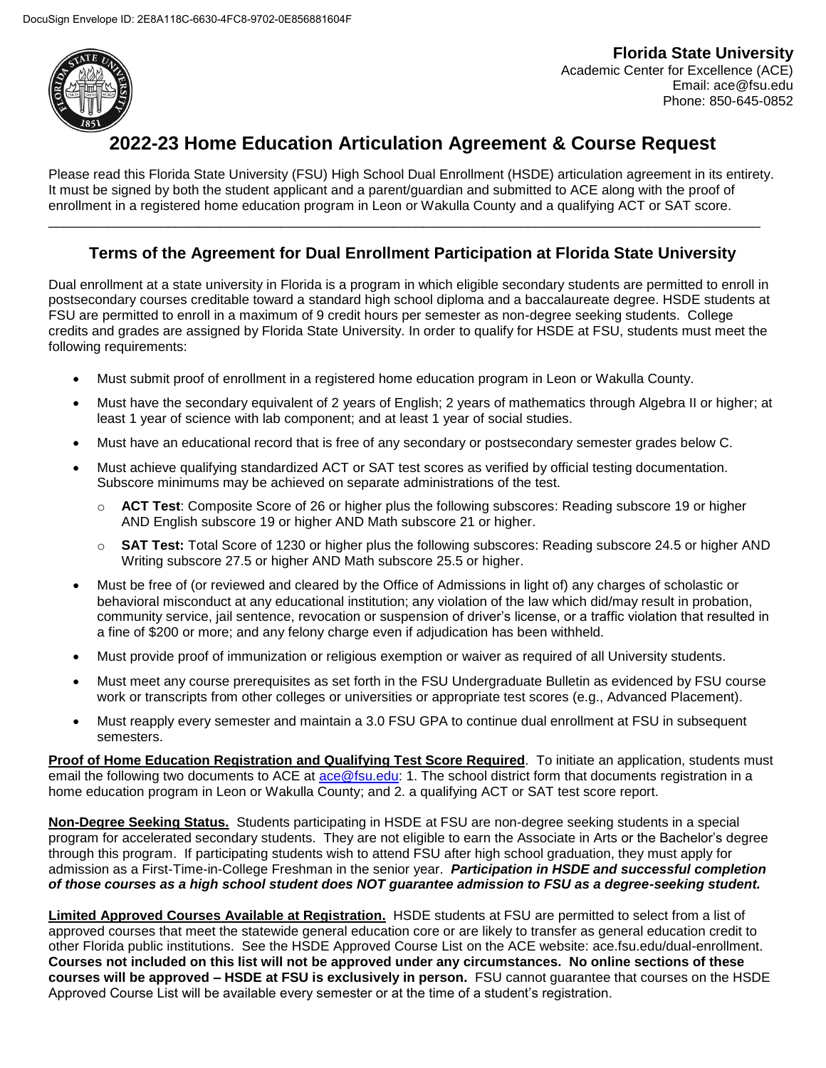DocuSign Envelope ID: 2E8A118C-6630-4FC8-9702-0E856881604F

**Florida State University**
Academic Center for Excellence (ACE)
Email: ace@fsu.edu
Phone: 850-645-0852

# 2022-23 Home Education Articulation Agreement & Course Request

Please read this Florida State University (FSU) High School Dual Enrollment (HSDE) articulation agreement in its entirety. It must be signed by both the student applicant and a parent/guardian and submitted to ACE along with the proof of enrollment in a registered home education program in Leon or Wakulla County and a qualifying ACT or SAT score.

---

## Terms of the Agreement for Dual Enrollment Participation at Florida State University

Dual enrollment at a state university in Florida is a program in which eligible secondary students are permitted to enroll in postsecondary courses creditable toward a standard high school diploma and a baccalaureate degree. HSDE students at FSU are permitted to enroll in a maximum of 9 credit hours per semester as non-degree seeking students. College credits and grades are assigned by Florida State University. In order to qualify for HSDE at FSU, students must meet the following requirements:

- Must submit proof of enrollment in a registered home education program in Leon or Wakulla County.
- Must have the secondary equivalent of 2 years of English; 2 years of mathematics through Algebra II or higher; at least 1 year of science with lab component; and at least 1 year of social studies.
- Must have an educational record that is free of any secondary or postsecondary semester grades below C.
- Must achieve qualifying standardized ACT or SAT test scores as verified by official testing documentation. Subscore minimums may be achieved on separate administrations of the test.
  - **ACT Test**: Composite Score of 26 or higher plus the following subscores: Reading subscore 19 or higher AND English subscore 19 or higher AND Math subscore 21 or higher.
  - **SAT Test:** Total Score of 1230 or higher plus the following subscores: Reading subscore 24.5 or higher AND Writing subscore 27.5 or higher AND Math subscore 25.5 or higher.
- Must be free of (or reviewed and cleared by the Office of Admissions in light of) any charges of scholastic or behavioral misconduct at any educational institution; any violation of the law which did/may result in probation, community service, jail sentence, revocation or suspension of driver's license, or a traffic violation that resulted in a fine of $200 or more; and any felony charge even if adjudication has been withheld.
- Must provide proof of immunization or religious exemption or waiver as required of all University students.
- Must meet any course prerequisites as set forth in the FSU Undergraduate Bulletin as evidenced by FSU course work or transcripts from other colleges or universities or appropriate test scores (e.g., Advanced Placement).
- Must reapply every semester and maintain a 3.0 FSU GPA to continue dual enrollment at FSU in subsequent semesters.

**Proof of Home Education Registration and Qualifying Test Score Required**. To initiate an application, students must email the following two documents to ACE at ace@fsu.edu: 1. The school district form that documents registration in a home education program in Leon or Wakulla County; and 2. a qualifying ACT or SAT test score report.

**Non-Degree Seeking Status.** Students participating in HSDE at FSU are non-degree seeking students in a special program for accelerated secondary students. They are not eligible to earn the Associate in Arts or the Bachelor's degree through this program. If participating students wish to attend FSU after high school graduation, they must apply for admission as a First-Time-in-College Freshman in the senior year. ***Participation in HSDE and successful completion of those courses as a high school student does NOT guarantee admission to FSU as a degree-seeking student.***

**Limited Approved Courses Available at Registration.** HSDE students at FSU are permitted to select from a list of approved courses that meet the statewide general education core or are likely to transfer as general education credit to other Florida public institutions. See the HSDE Approved Course List on the ACE website: ace.fsu.edu/dual-enrollment. **Courses not included on this list will not be approved under any circumstances. No online sections of these courses will be approved – HSDE at FSU is exclusively in person.** FSU cannot guarantee that courses on the HSDE Approved Course List will be available every semester or at the time of a student's registration.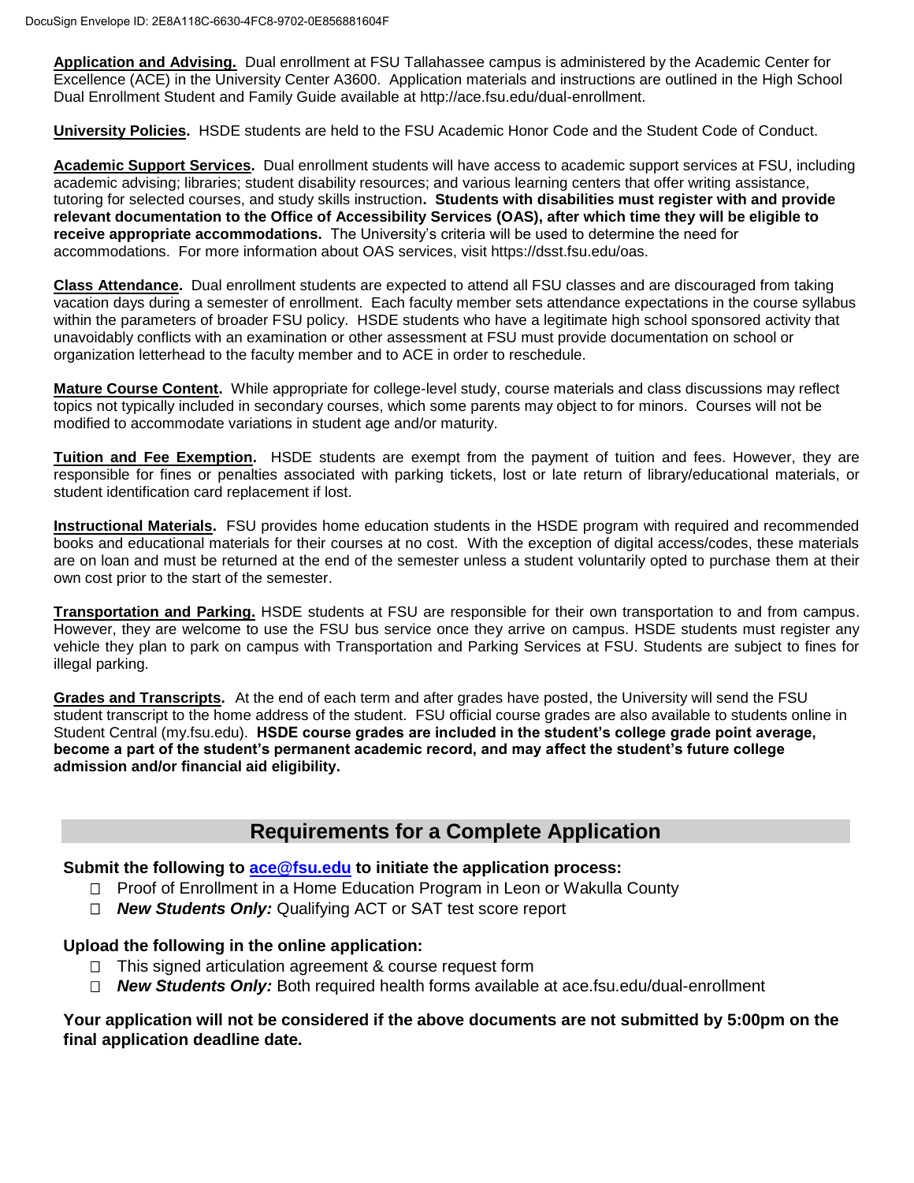**Application and Advising.** Dual enrollment at FSU Tallahassee campus is administered by the Academic Center for Excellence (ACE) in the University Center A3600. Application materials and instructions are outlined in the High School Dual Enrollment Student and Family Guide available at http://ace.fsu.edu/dual-enrollment.

**University Policies.** HSDE students are held to the FSU Academic Honor Code and the Student Code of Conduct.

**Academic Support Services.** Dual enrollment students will have access to academic support services at FSU, including academic advising; libraries; student disability resources; and various learning centers that offer writing assistance, tutoring for selected courses, and study skills instruction**. Students with disabilities must register with and provide relevant documentation to the Office of Accessibility Services (OAS), after which time they will be eligible to receive appropriate accommodations.** The University's criteria will be used to determine the need for accommodations. For more information about OAS services, visit https://dsst.fsu.edu/oas.

**Class Attendance.** Dual enrollment students are expected to attend all FSU classes and are discouraged from taking vacation days during a semester of enrollment. Each faculty member sets attendance expectations in the course syllabus within the parameters of broader FSU policy. HSDE students who have a legitimate high school sponsored activity that unavoidably conflicts with an examination or other assessment at FSU must provide documentation on school or organization letterhead to the faculty member and to ACE in order to reschedule.

**Mature Course Content.** While appropriate for college-level study, course materials and class discussions may reflect topics not typically included in secondary courses, which some parents may object to for minors. Courses will not be modified to accommodate variations in student age and/or maturity.

**Tuition and Fee Exemption.** HSDE students are exempt from the payment of tuition and fees. However, they are responsible for fines or penalties associated with parking tickets, lost or late return of library/educational materials, or student identification card replacement if lost.

**Instructional Materials.** FSU provides home education students in the HSDE program with required and recommended books and educational materials for their courses at no cost. With the exception of digital access/codes, these materials are on loan and must be returned at the end of the semester unless a student voluntarily opted to purchase them at their own cost prior to the start of the semester.

**Transportation and Parking.** HSDE students at FSU are responsible for their own transportation to and from campus. However, they are welcome to use the FSU bus service once they arrive on campus. HSDE students must register any vehicle they plan to park on campus with Transportation and Parking Services at FSU. Students are subject to fines for illegal parking.

**Grades and Transcripts.** At the end of each term and after grades have posted, the University will send the FSU student transcript to the home address of the student. FSU official course grades are also available to students online in Student Central (my.fsu.edu). **HSDE course grades are included in the student's college grade point average, become a part of the student's permanent academic record, and may affect the student's future college admission and/or financial aid eligibility.**

## Requirements for a Complete Application

**Submit the following to [ace@fsu.edu](mailto:ace@fsu.edu) to initiate the application process:**

- ☐ Proof of Enrollment in a Home Education Program in Leon or Wakulla County
- ☐ ***New Students Only:*** Qualifying ACT or SAT test score report

**Upload the following in the online application:**

- ☐ This signed articulation agreement & course request form
- ☐ ***New Students Only:*** Both required health forms available at ace.fsu.edu/dual-enrollment

**Your application will not be considered if the above documents are not submitted by 5:00pm on the final application deadline date.**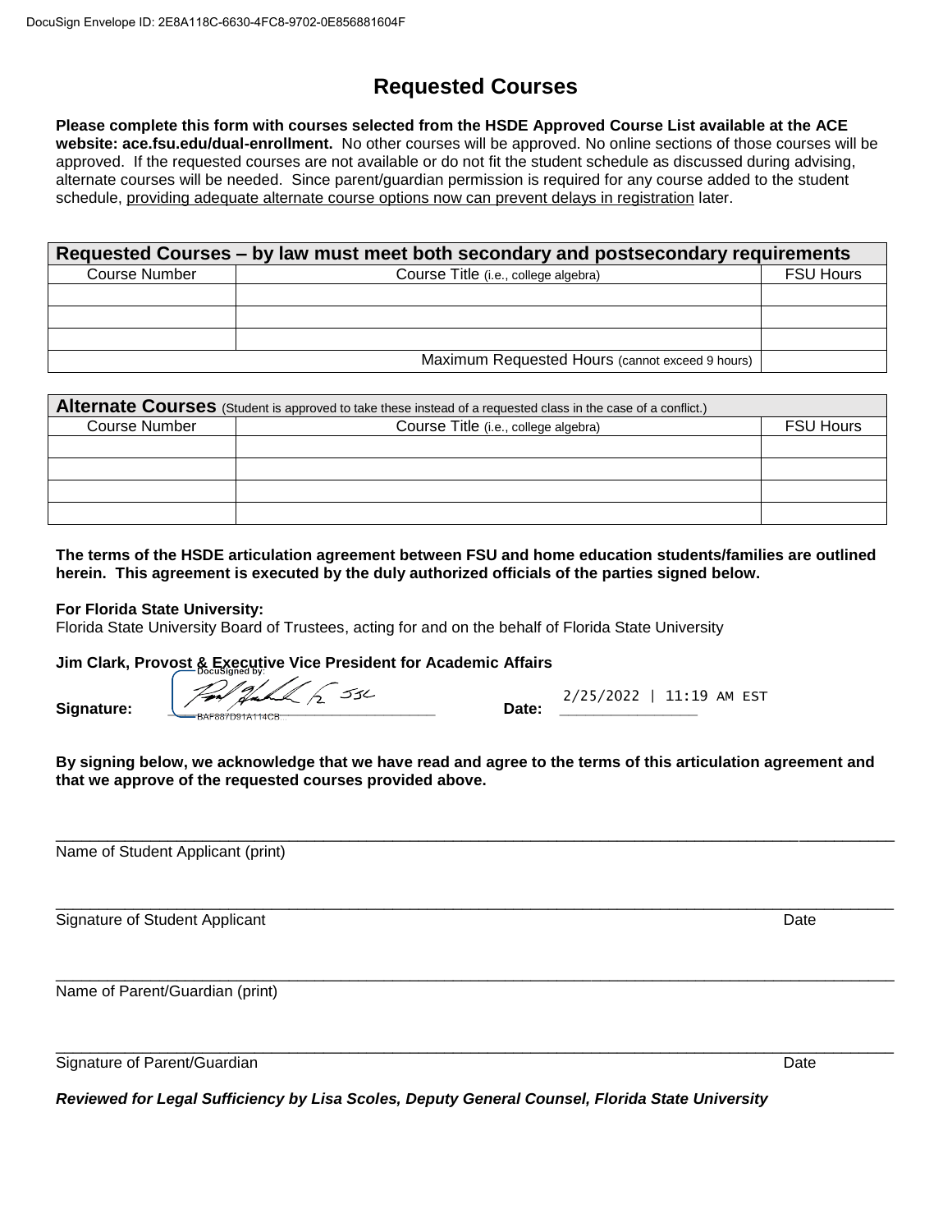DocuSign Envelope ID: 2E8A118C-6630-4FC8-9702-0E856881604F

# Requested Courses

**Please complete this form with courses selected from the HSDE Approved Course List available at the ACE website: ace.fsu.edu/dual-enrollment.** No other courses will be approved. No online sections of those courses will be approved. If the requested courses are not available or do not fit the student schedule as discussed during advising, alternate courses will be needed. Since parent/guardian permission is required for any course added to the student schedule, providing adequate alternate course options now can prevent delays in registration later.

| **Requested Courses – by law must meet both secondary and postsecondary requirements** | | |
|---|---|---|
| Course Number | Course Title (i.e., college algebra) | FSU Hours |
| | | |
| | | |
| | | |
| | Maximum Requested Hours (cannot exceed 9 hours) | |

| **Alternate Courses** (Student is approved to take these instead of a requested class in the case of a conflict.) | | |
|---|---|---|
| Course Number | Course Title (i.e., college algebra) | FSU Hours |
| | | |
| | | |
| | | |
| | | |

**The terms of the HSDE articulation agreement between FSU and home education students/families are outlined herein. This agreement is executed by the duly authorized officials of the parties signed below.**

**For Florida State University:**
Florida State University Board of Trustees, acting for and on the behalf of Florida State University

**Jim Clark, Provost & Executive Vice President for Academic Affairs**

**Signature:** DocuSigned by: [signature] BAF687D91A114CB... **Date:** 2/25/2022 | 11:19 AM EST

**By signing below, we acknowledge that we have read and agree to the terms of this articulation agreement and that we approve of the requested courses provided above.**

______________________________________________________________________
Name of Student Applicant (print)

______________________________________________________________________
Signature of Student Applicant Date

______________________________________________________________________
Name of Parent/Guardian (print)

______________________________________________________________________
Signature of Parent/Guardian Date

***Reviewed for Legal Sufficiency by Lisa Scoles, Deputy General Counsel, Florida State University***